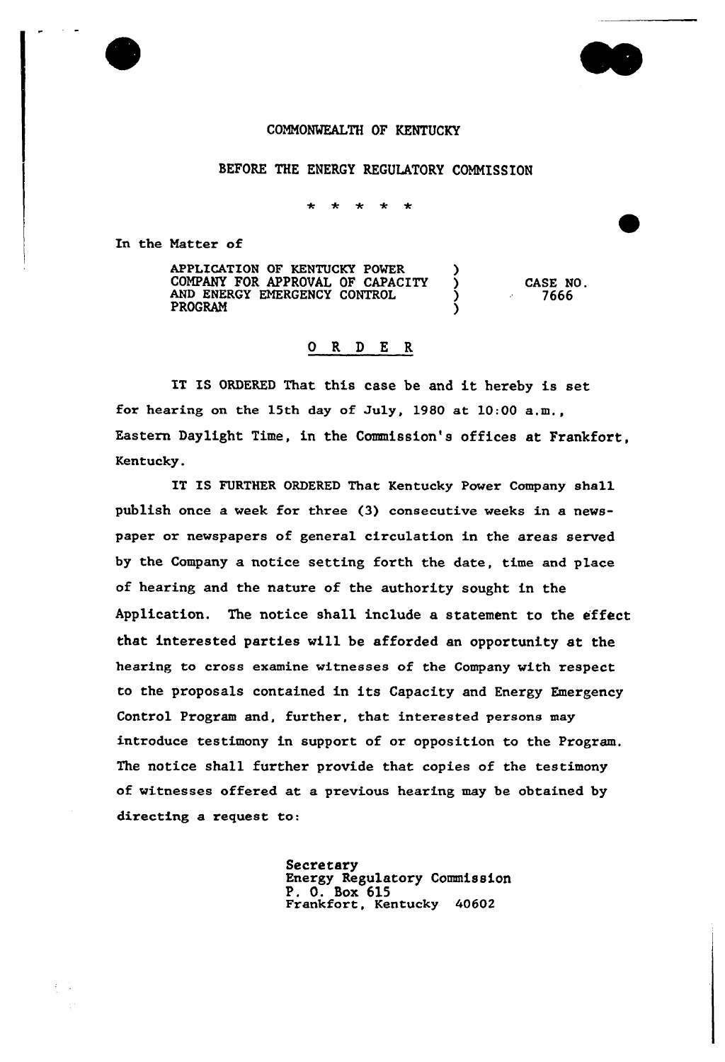COMMONWEALTH OF KENTUCKY

BEFORE THE ENERGY REGULATORY COMMISSION

\* \* \* \* \*

In the Matter of

| | | |
|---|---|---|
| APPLICATION OF KENTUCKY POWER COMPANY FOR APPROVAL OF CAPACITY AND ENERGY EMERGENCY CONTROL PROGRAM | ) | CASE NO. 7666 |

## O R D E R

IT IS ORDERED That this case be and it hereby is set for hearing on the 15th day of July, 1980 at 10:00 a.m., Eastern Daylight Time, in the Commission's offices at Frankfort, Kentucky.

IT IS FURTHER ORDERED That Kentucky Power Company shall publish once a week for three (3) consecutive weeks in a newspaper or newspapers of general circulation in the areas served by the Company a notice setting forth the date, time and place of hearing and the nature of the authority sought in the Application. The notice shall include a statement to the effect that interested parties will be afforded an opportunity at the hearing to cross examine witnesses of the Company with respect to the proposals contained in its Capacity and Energy Emergency Control Program and, further, that interested persons may introduce testimony in support of or opposition to the Program. The notice shall further provide that copies of the testimony of witnesses offered at a previous hearing may be obtained by directing a request to:

Secretary
Energy Regulatory Commission
P. O. Box 615
Frankfort, Kentucky 40602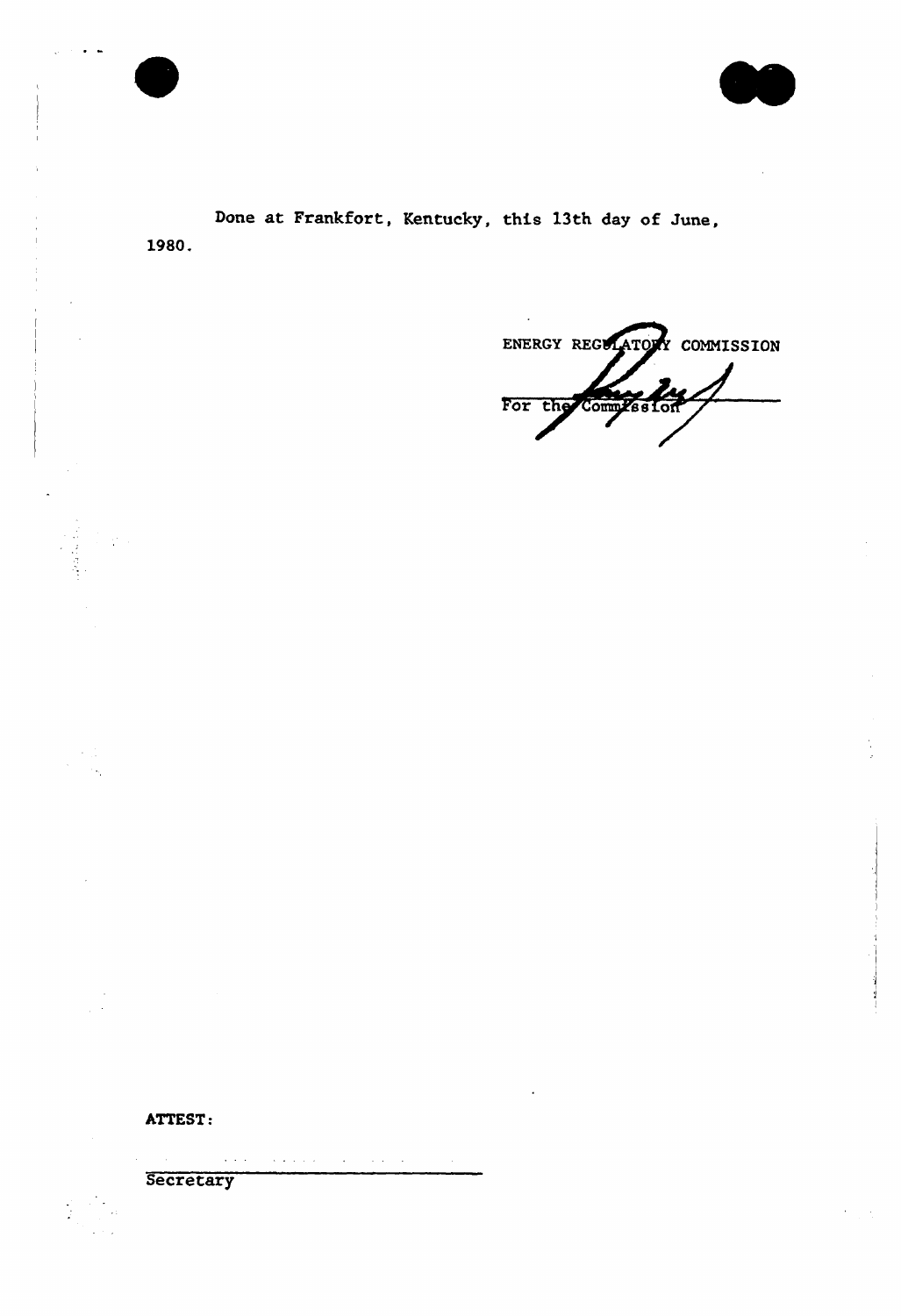Done at Frankfort, Kentucky, this 13th day of June, 1980.

ENERGY REGULATORY COMMISSION

For the Commission

ATTEST:

Secretary